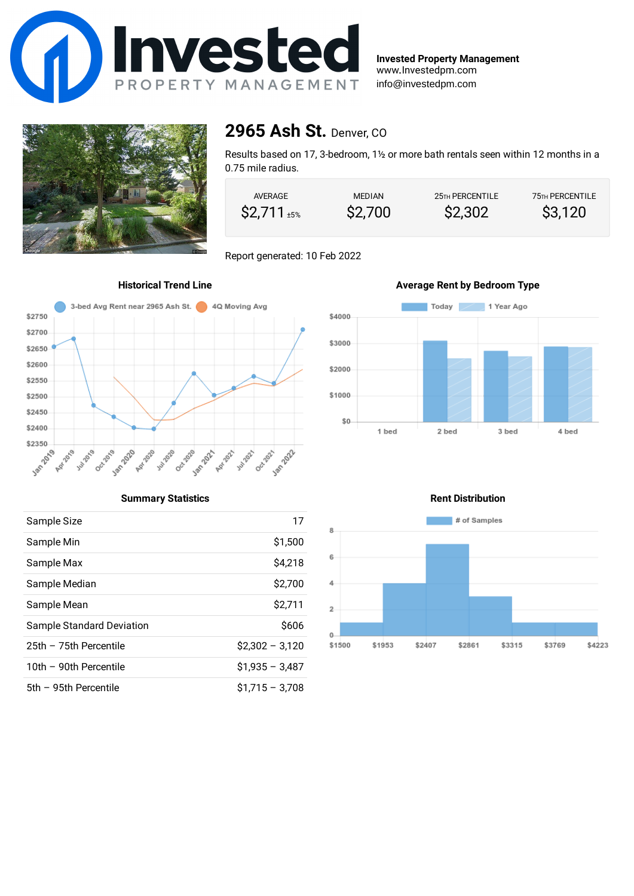**Invested Property Management**
www.Investedpm.com
info@investedpm.com

# 2965 Ash St. Denver, CO

Results based on 17, 3-bedroom, 1½ or more bath rentals seen within 12 months in a 0.75 mile radius.

| AVERAGE | MEDIAN | 25TH PERCENTILE | 75TH PERCENTILE |
|---|---|---|---|
| $2,711 ±5% | $2,700 | $2,302 | $3,120 |

Report generated: 10 Feb 2022

### Historical Trend Line

### Average Rent by Bedroom Type

### Summary Statistics

| | |
|---|---|
| Sample Size | 17 |
| Sample Min | $1,500 |
| Sample Max | $4,218 |
| Sample Median | $2,700 |
| Sample Mean | $2,711 |
| Sample Standard Deviation | $606 |
| 25th – 75th Percentile | $2,302 – 3,120 |
| 10th – 90th Percentile | $1,935 – 3,487 |
| 5th – 95th Percentile | $1,715 – 3,708 |

### Rent Distribution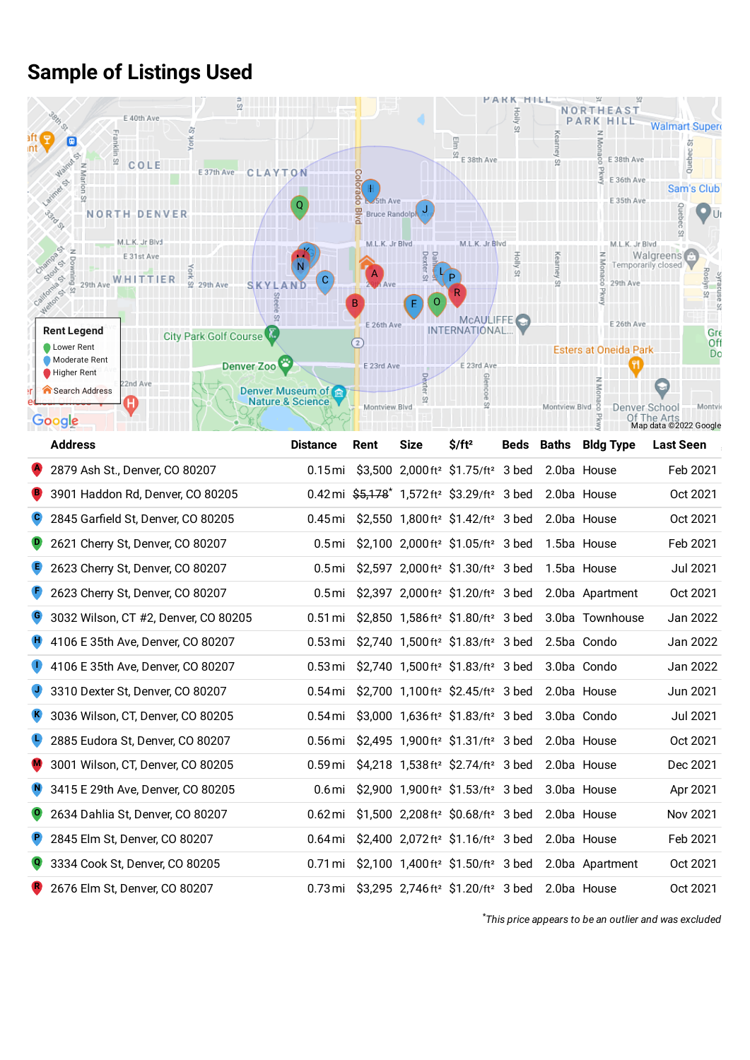# Sample of Listings Used

| | Address | Distance | Rent | Size | $/ft² | Beds | Baths | Bldg Type | Last Seen |
|---|---|---|---|---|---|---|---|---|---|
| A | 2879 Ash St., Denver, CO 80207 | 0.15 mi | $3,500 | 2,000 ft² | $1.75/ft² | 3 bed | 2.0ba | House | Feb 2021 |
| B | 3901 Haddon Rd, Denver, CO 80205 | 0.42 mi | ~~$5,178~~* | 1,572 ft² | $3.29/ft² | 3 bed | 2.0ba | House | Oct 2021 |
| C | 2845 Garfield St, Denver, CO 80205 | 0.45 mi | $2,550 | 1,800 ft² | $1.42/ft² | 3 bed | 2.0ba | House | Oct 2021 |
| D | 2621 Cherry St, Denver, CO 80207 | 0.5 mi | $2,100 | 2,000 ft² | $1.05/ft² | 3 bed | 1.5ba | House | Feb 2021 |
| E | 2623 Cherry St, Denver, CO 80207 | 0.5 mi | $2,597 | 2,000 ft² | $1.30/ft² | 3 bed | 1.5ba | House | Jul 2021 |
| F | 2623 Cherry St, Denver, CO 80207 | 0.5 mi | $2,397 | 2,000 ft² | $1.20/ft² | 3 bed | 2.0ba | Apartment | Oct 2021 |
| G | 3032 Wilson, CT #2, Denver, CO 80205 | 0.51 mi | $2,850 | 1,586 ft² | $1.80/ft² | 3 bed | 3.0ba | Townhouse | Jan 2022 |
| H | 4106 E 35th Ave, Denver, CO 80207 | 0.53 mi | $2,740 | 1,500 ft² | $1.83/ft² | 3 bed | 2.5ba | Condo | Jan 2022 |
| I | 4106 E 35th Ave, Denver, CO 80207 | 0.53 mi | $2,740 | 1,500 ft² | $1.83/ft² | 3 bed | 3.0ba | Condo | Jan 2022 |
| J | 3310 Dexter St, Denver, CO 80207 | 0.54 mi | $2,700 | 1,100 ft² | $2.45/ft² | 3 bed | 2.0ba | House | Jun 2021 |
| K | 3036 Wilson, CT, Denver, CO 80205 | 0.54 mi | $3,000 | 1,636 ft² | $1.83/ft² | 3 bed | 3.0ba | Condo | Jul 2021 |
| L | 2885 Eudora St, Denver, CO 80207 | 0.56 mi | $2,495 | 1,900 ft² | $1.31/ft² | 3 bed | 2.0ba | House | Oct 2021 |
| M | 3001 Wilson, CT, Denver, CO 80205 | 0.59 mi | $4,218 | 1,538 ft² | $2.74/ft² | 3 bed | 2.0ba | House | Dec 2021 |
| N | 3415 E 29th Ave, Denver, CO 80205 | 0.6 mi | $2,900 | 1,900 ft² | $1.53/ft² | 3 bed | 3.0ba | House | Apr 2021 |
| O | 2634 Dahlia St, Denver, CO 80207 | 0.62 mi | $1,500 | 2,208 ft² | $0.68/ft² | 3 bed | 2.0ba | House | Nov 2021 |
| P | 2845 Elm St, Denver, CO 80207 | 0.64 mi | $2,400 | 2,072 ft² | $1.16/ft² | 3 bed | 2.0ba | House | Feb 2021 |
| Q | 3334 Cook St, Denver, CO 80205 | 0.71 mi | $2,100 | 1,400 ft² | $1.50/ft² | 3 bed | 2.0ba | Apartment | Oct 2021 |
| R | 2676 Elm St, Denver, CO 80207 | 0.73 mi | $3,295 | 2,746 ft² | $1.20/ft² | 3 bed | 2.0ba | House | Oct 2021 |

*This price appears to be an outlier and was excluded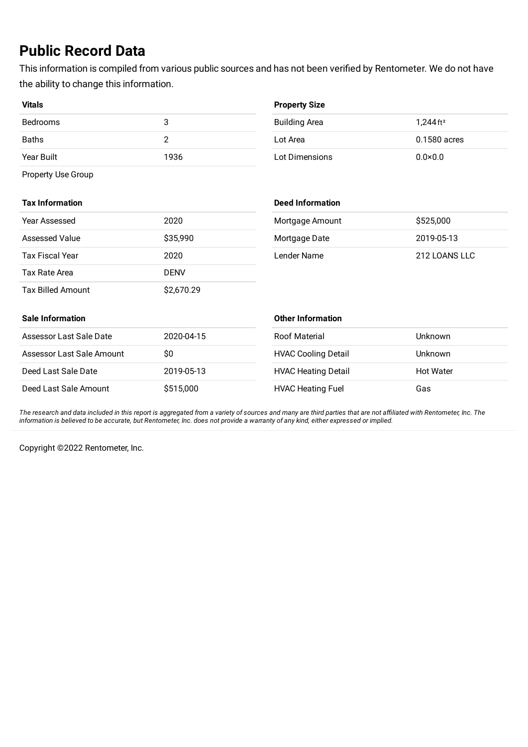# Public Record Data

This information is compiled from various public sources and has not been verified by Rentometer. We do not have the ability to change this information.

| Vitals | |
|---|---|
| Bedrooms | 3 |
| Baths | 2 |
| Year Built | 1936 |
| Property Use Group | |

| Property Size | |
|---|---|
| Building Area | 1,244 ft² |
| Lot Area | 0.1580 acres |
| Lot Dimensions | 0.0×0.0 |

| Tax Information | |
|---|---|
| Year Assessed | 2020 |
| Assessed Value | $35,990 |
| Tax Fiscal Year | 2020 |
| Tax Rate Area | DENV |
| Tax Billed Amount | $2,670.29 |

| Deed Information | |
|---|---|
| Mortgage Amount | $525,000 |
| Mortgage Date | 2019-05-13 |
| Lender Name | 212 LOANS LLC |

| Sale Information | |
|---|---|
| Assessor Last Sale Date | 2020-04-15 |
| Assessor Last Sale Amount | $0 |
| Deed Last Sale Date | 2019-05-13 |
| Deed Last Sale Amount | $515,000 |

| Other Information | |
|---|---|
| Roof Material | Unknown |
| HVAC Cooling Detail | Unknown |
| HVAC Heating Detail | Hot Water |
| HVAC Heating Fuel | Gas |

*The research and data included in this report is aggregated from a variety of sources and many are third parties that are not affiliated with Rentometer, Inc. The information is believed to be accurate, but Rentometer, Inc. does not provide a warranty of any kind, either expressed or implied.*

Copyright ©2022 Rentometer, Inc.